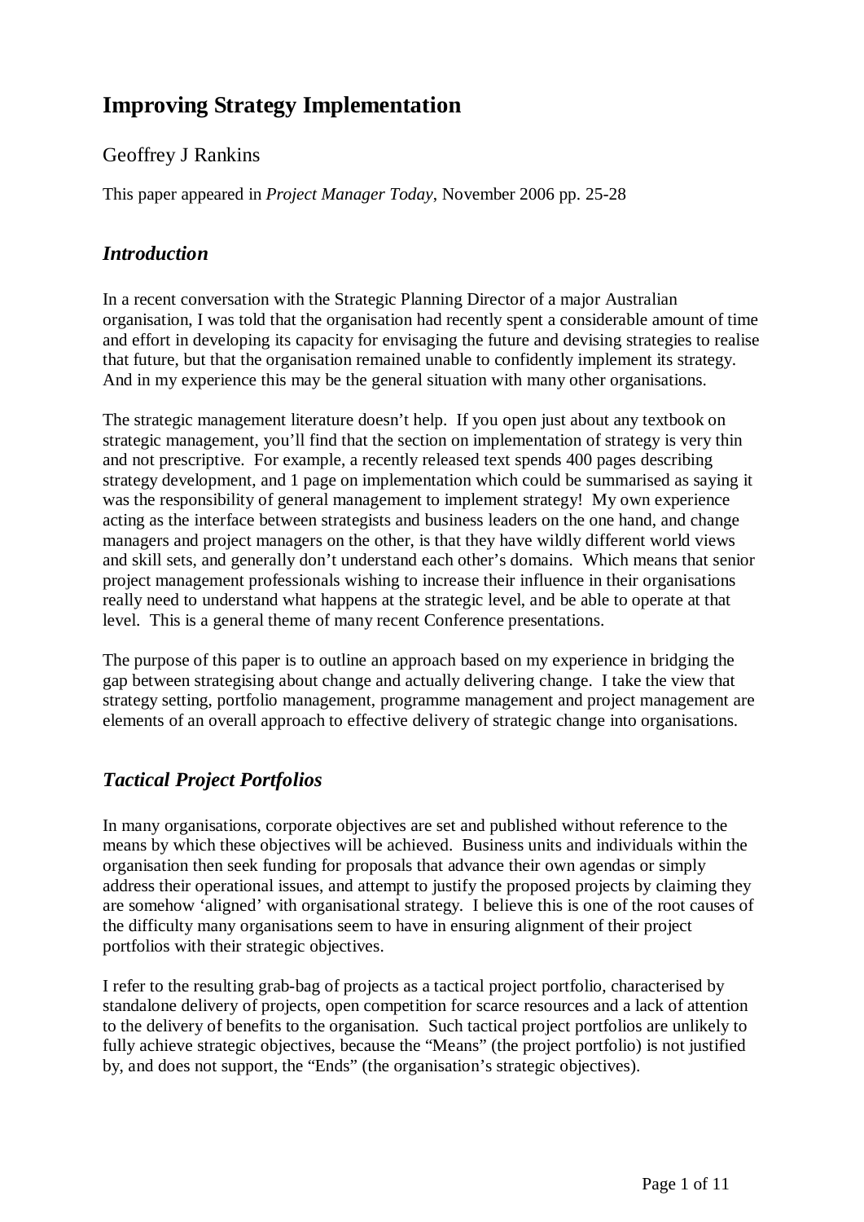# Improving Strategy Implementation

Geoffrey J Rankins

This paper appeared in *Project Manager Today*, November 2006 pp. 25-28

## *Introduction*

In a recent conversation with the Strategic Planning Director of a major Australian organisation, I was told that the organisation had recently spent a considerable amount of time and effort in developing its capacity for envisaging the future and devising strategies to realise that future, but that the organisation remained unable to confidently implement its strategy. And in my experience this may be the general situation with many other organisations.

The strategic management literature doesn't help. If you open just about any textbook on strategic management, you'll find that the section on implementation of strategy is very thin and not prescriptive. For example, a recently released text spends 400 pages describing strategy development, and 1 page on implementation which could be summarised as saying it was the responsibility of general management to implement strategy! My own experience acting as the interface between strategists and business leaders on the one hand, and change managers and project managers on the other, is that they have wildly different world views and skill sets, and generally don't understand each other's domains. Which means that senior project management professionals wishing to increase their influence in their organisations really need to understand what happens at the strategic level, and be able to operate at that level. This is a general theme of many recent Conference presentations.

The purpose of this paper is to outline an approach based on my experience in bridging the gap between strategising about change and actually delivering change. I take the view that strategy setting, portfolio management, programme management and project management are elements of an overall approach to effective delivery of strategic change into organisations.

## *Tactical Project Portfolios*

In many organisations, corporate objectives are set and published without reference to the means by which these objectives will be achieved. Business units and individuals within the organisation then seek funding for proposals that advance their own agendas or simply address their operational issues, and attempt to justify the proposed projects by claiming they are somehow 'aligned' with organisational strategy. I believe this is one of the root causes of the difficulty many organisations seem to have in ensuring alignment of their project portfolios with their strategic objectives.

I refer to the resulting grab-bag of projects as a tactical project portfolio, characterised by standalone delivery of projects, open competition for scarce resources and a lack of attention to the delivery of benefits to the organisation. Such tactical project portfolios are unlikely to fully achieve strategic objectives, because the "Means" (the project portfolio) is not justified by, and does not support, the "Ends" (the organisation's strategic objectives).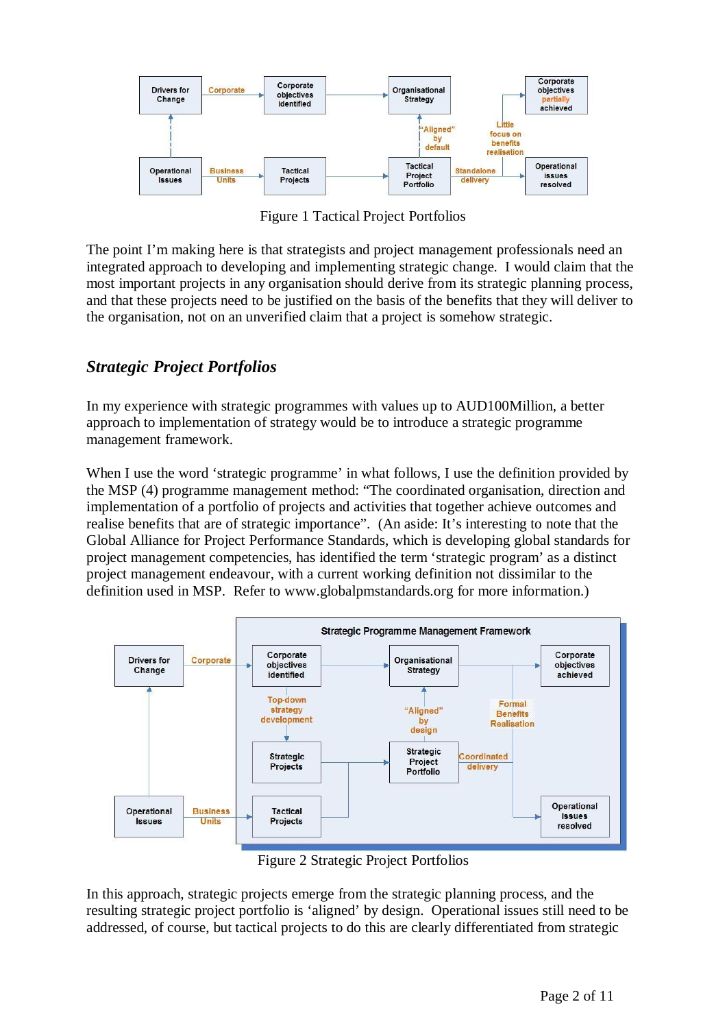Figure 1 Tactical Project Portfolios

The point I'm making here is that strategists and project management professionals need an integrated approach to developing and implementing strategic change. I would claim that the most important projects in any organisation should derive from its strategic planning process, and that these projects need to be justified on the basis of the benefits that they will deliver to the organisation, not on an unverified claim that a project is somehow strategic.

## *Strategic Project Portfolios*

In my experience with strategic programmes with values up to AUD100Million, a better approach to implementation of strategy would be to introduce a strategic programme management framework.

When I use the word 'strategic programme' in what follows, I use the definition provided by the MSP (4) programme management method: "The coordinated organisation, direction and implementation of a portfolio of projects and activities that together achieve outcomes and realise benefits that are of strategic importance". (An aside: It's interesting to note that the Global Alliance for Project Performance Standards, which is developing global standards for project management competencies, has identified the term 'strategic program' as a distinct project management endeavour, with a current working definition not dissimilar to the definition used in MSP. Refer to www.globalpmstandards.org for more information.)

Figure 2 Strategic Project Portfolios

In this approach, strategic projects emerge from the strategic planning process, and the resulting strategic project portfolio is 'aligned' by design. Operational issues still need to be addressed, of course, but tactical projects to do this are clearly differentiated from strategic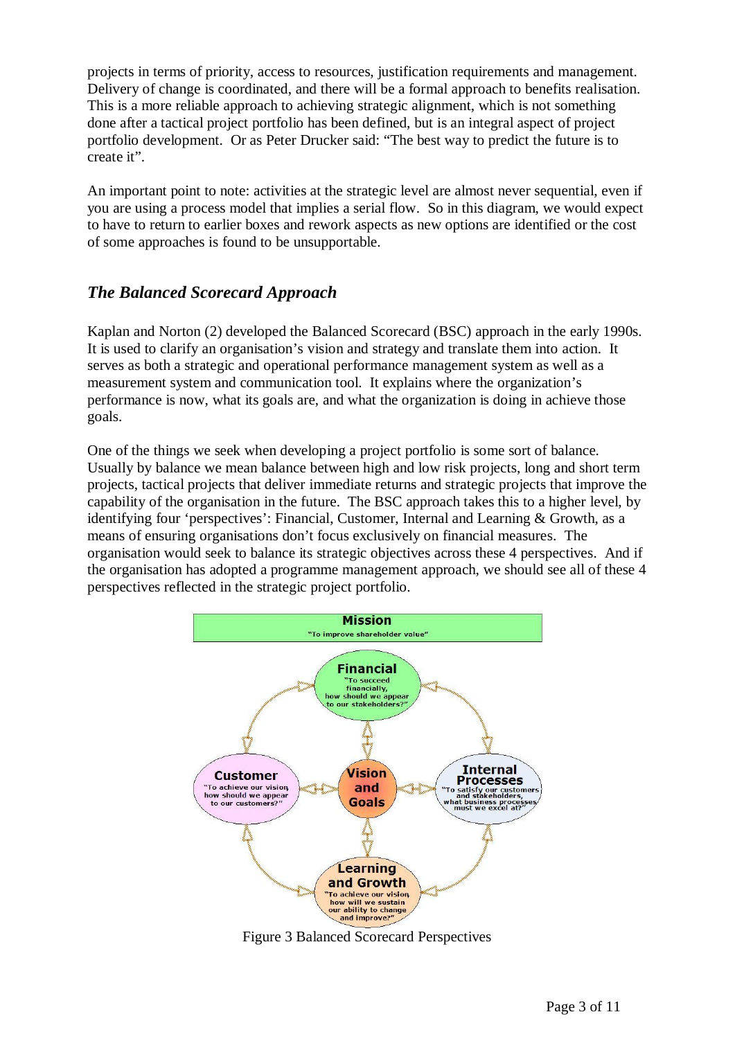projects in terms of priority, access to resources, justification requirements and management. Delivery of change is coordinated, and there will be a formal approach to benefits realisation. This is a more reliable approach to achieving strategic alignment, which is not something done after a tactical project portfolio has been defined, but is an integral aspect of project portfolio development. Or as Peter Drucker said: "The best way to predict the future is to create it".

An important point to note: activities at the strategic level are almost never sequential, even if you are using a process model that implies a serial flow. So in this diagram, we would expect to have to return to earlier boxes and rework aspects as new options are identified or the cost of some approaches is found to be unsupportable.

## *The Balanced Scorecard Approach*

Kaplan and Norton (2) developed the Balanced Scorecard (BSC) approach in the early 1990s. It is used to clarify an organisation's vision and strategy and translate them into action. It serves as both a strategic and operational performance management system as well as a measurement system and communication tool. It explains where the organization's performance is now, what its goals are, and what the organization is doing in achieve those goals.

One of the things we seek when developing a project portfolio is some sort of balance. Usually by balance we mean balance between high and low risk projects, long and short term projects, tactical projects that deliver immediate returns and strategic projects that improve the capability of the organisation in the future. The BSC approach takes this to a higher level, by identifying four 'perspectives': Financial, Customer, Internal and Learning & Growth, as a means of ensuring organisations don't focus exclusively on financial measures. The organisation would seek to balance its strategic objectives across these 4 perspectives. And if the organisation has adopted a programme management approach, we should see all of these 4 perspectives reflected in the strategic project portfolio.

**Mission**
"To improve shareholder value"

**Financial** "To succeed financially, how should we appear to our stakeholders?"

**Customer** "To achieve our vision, how should we appear to our customers?"

**Vision and Goals**

**Internal Processes** "To satisfy our customers and stakeholders, what business processes must we excel at?"

**Learning and Growth** "To achieve our vision, how will we sustain our ability to change and improve?"

Figure 3 Balanced Scorecard Perspectives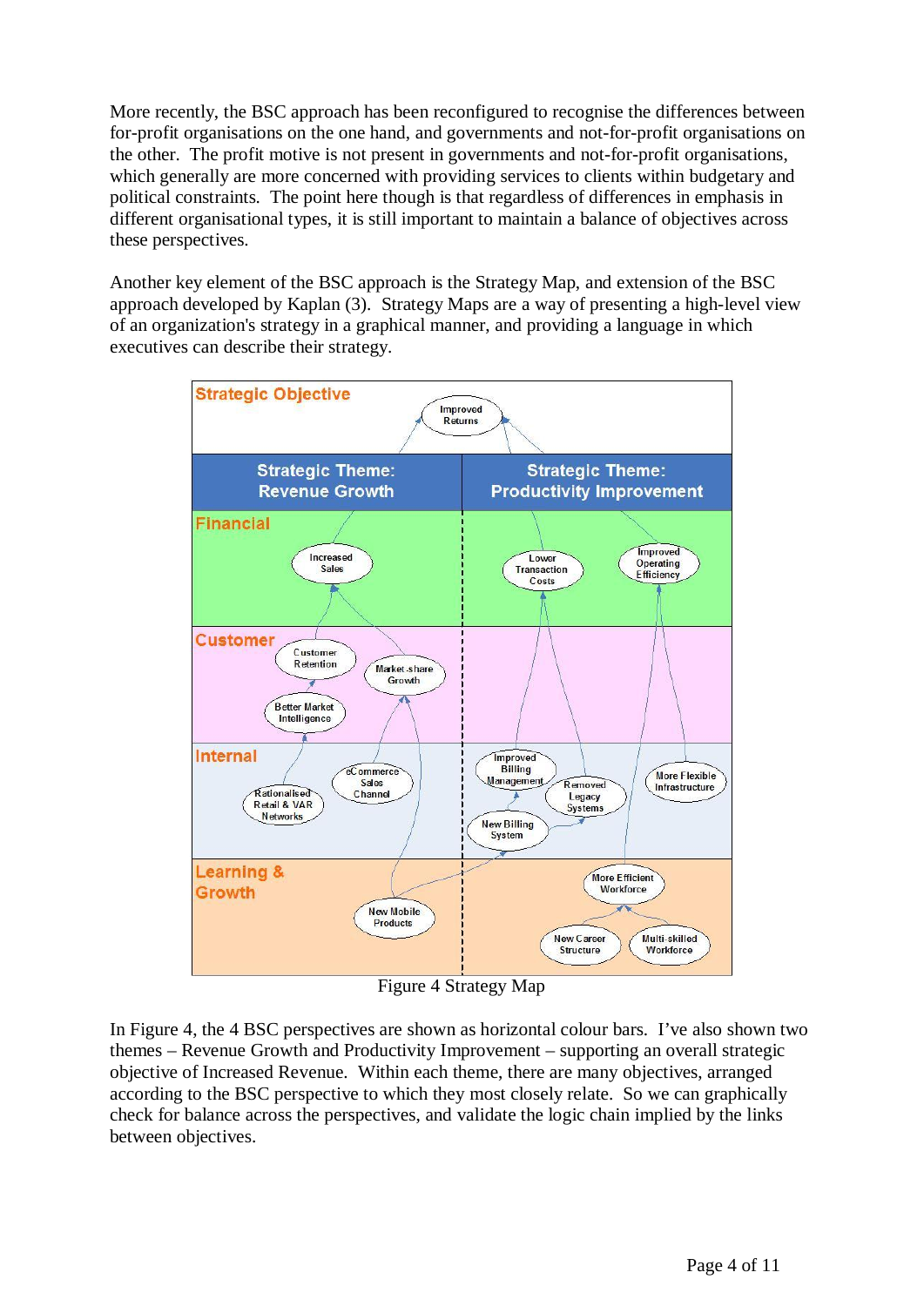More recently, the BSC approach has been reconfigured to recognise the differences between for-profit organisations on the one hand, and governments and not-for-profit organisations on the other. The profit motive is not present in governments and not-for-profit organisations, which generally are more concerned with providing services to clients within budgetary and political constraints. The point here though is that regardless of differences in emphasis in different organisational types, it is still important to maintain a balance of objectives across these perspectives.

Another key element of the BSC approach is the Strategy Map, and extension of the BSC approach developed by Kaplan (3). Strategy Maps are a way of presenting a high-level view of an organization's strategy in a graphical manner, and providing a language in which executives can describe their strategy.

Figure 4 Strategy Map

In Figure 4, the 4 BSC perspectives are shown as horizontal colour bars. I've also shown two themes – Revenue Growth and Productivity Improvement – supporting an overall strategic objective of Increased Revenue. Within each theme, there are many objectives, arranged according to the BSC perspective to which they most closely relate. So we can graphically check for balance across the perspectives, and validate the logic chain implied by the links between objectives.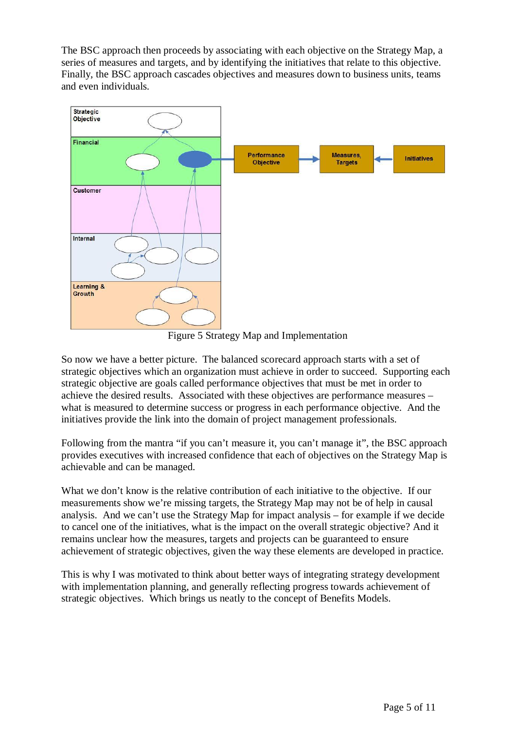The BSC approach then proceeds by associating with each objective on the Strategy Map, a series of measures and targets, and by identifying the initiatives that relate to this objective. Finally, the BSC approach cascades objectives and measures down to business units, teams and even individuals.

Figure 5 Strategy Map and Implementation

So now we have a better picture. The balanced scorecard approach starts with a set of strategic objectives which an organization must achieve in order to succeed. Supporting each strategic objective are goals called performance objectives that must be met in order to achieve the desired results. Associated with these objectives are performance measures – what is measured to determine success or progress in each performance objective. And the initiatives provide the link into the domain of project management professionals.

Following from the mantra "if you can't measure it, you can't manage it", the BSC approach provides executives with increased confidence that each of objectives on the Strategy Map is achievable and can be managed.

What we don't know is the relative contribution of each initiative to the objective. If our measurements show we're missing targets, the Strategy Map may not be of help in causal analysis. And we can't use the Strategy Map for impact analysis – for example if we decide to cancel one of the initiatives, what is the impact on the overall strategic objective? And it remains unclear how the measures, targets and projects can be guaranteed to ensure achievement of strategic objectives, given the way these elements are developed in practice.

This is why I was motivated to think about better ways of integrating strategy development with implementation planning, and generally reflecting progress towards achievement of strategic objectives. Which brings us neatly to the concept of Benefits Models.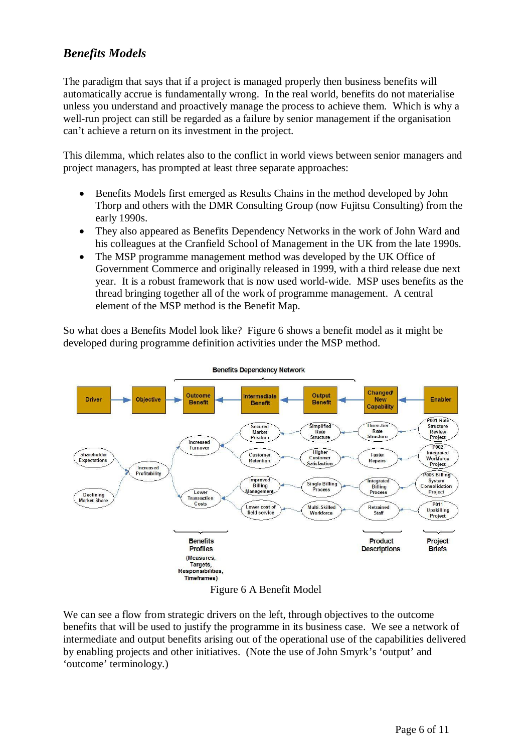## *Benefits Models*

The paradigm that says that if a project is managed properly then business benefits will automatically accrue is fundamentally wrong. In the real world, benefits do not materialise unless you understand and proactively manage the process to achieve them. Which is why a well-run project can still be regarded as a failure by senior management if the organisation can't achieve a return on its investment in the project.

This dilemma, which relates also to the conflict in world views between senior managers and project managers, has prompted at least three separate approaches:

- Benefits Models first emerged as Results Chains in the method developed by John Thorp and others with the DMR Consulting Group (now Fujitsu Consulting) from the early 1990s.
- They also appeared as Benefits Dependency Networks in the work of John Ward and his colleagues at the Cranfield School of Management in the UK from the late 1990s.
- The MSP programme management method was developed by the UK Office of Government Commerce and originally released in 1999, with a third release due next year. It is a robust framework that is now used world-wide. MSP uses benefits as the thread bringing together all of the work of programme management. A central element of the MSP method is the Benefit Map.

So what does a Benefits Model look like? Figure 6 shows a benefit model as it might be developed during programme definition activities under the MSP method.

Figure 6 A Benefit Model

We can see a flow from strategic drivers on the left, through objectives to the outcome benefits that will be used to justify the programme in its business case. We see a network of intermediate and output benefits arising out of the operational use of the capabilities delivered by enabling projects and other initiatives. (Note the use of John Smyrk's 'output' and 'outcome' terminology.)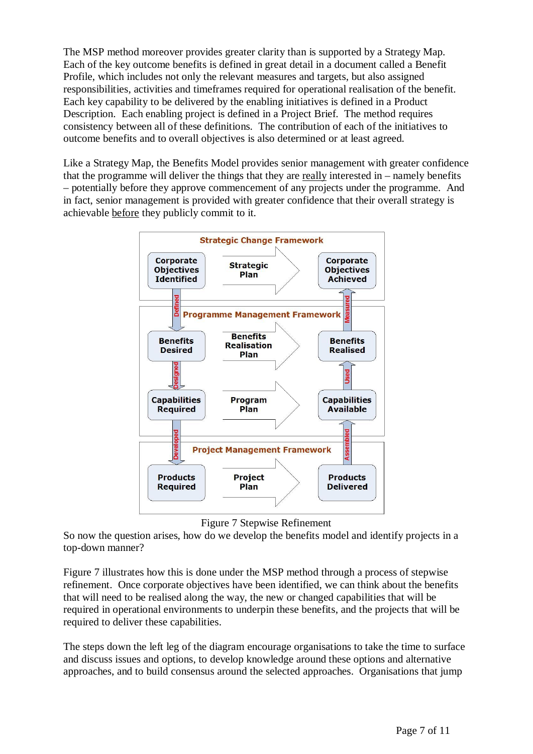The MSP method moreover provides greater clarity than is supported by a Strategy Map. Each of the key outcome benefits is defined in great detail in a document called a Benefit Profile, which includes not only the relevant measures and targets, but also assigned responsibilities, activities and timeframes required for operational realisation of the benefit. Each key capability to be delivered by the enabling initiatives is defined in a Product Description. Each enabling project is defined in a Project Brief. The method requires consistency between all of these definitions. The contribution of each of the initiatives to outcome benefits and to overall objectives is also determined or at least agreed.

Like a Strategy Map, the Benefits Model provides senior management with greater confidence that the programme will deliver the things that they are really interested in – namely benefits – potentially before they approve commencement of any projects under the programme. And in fact, senior management is provided with greater confidence that their overall strategy is achievable before they publicly commit to it.

Figure 7 Stepwise Refinement

So now the question arises, how do we develop the benefits model and identify projects in a top-down manner?

Figure 7 illustrates how this is done under the MSP method through a process of stepwise refinement. Once corporate objectives have been identified, we can think about the benefits that will need to be realised along the way, the new or changed capabilities that will be required in operational environments to underpin these benefits, and the projects that will be required to deliver these capabilities.

The steps down the left leg of the diagram encourage organisations to take the time to surface and discuss issues and options, to develop knowledge around these options and alternative approaches, and to build consensus around the selected approaches. Organisations that jump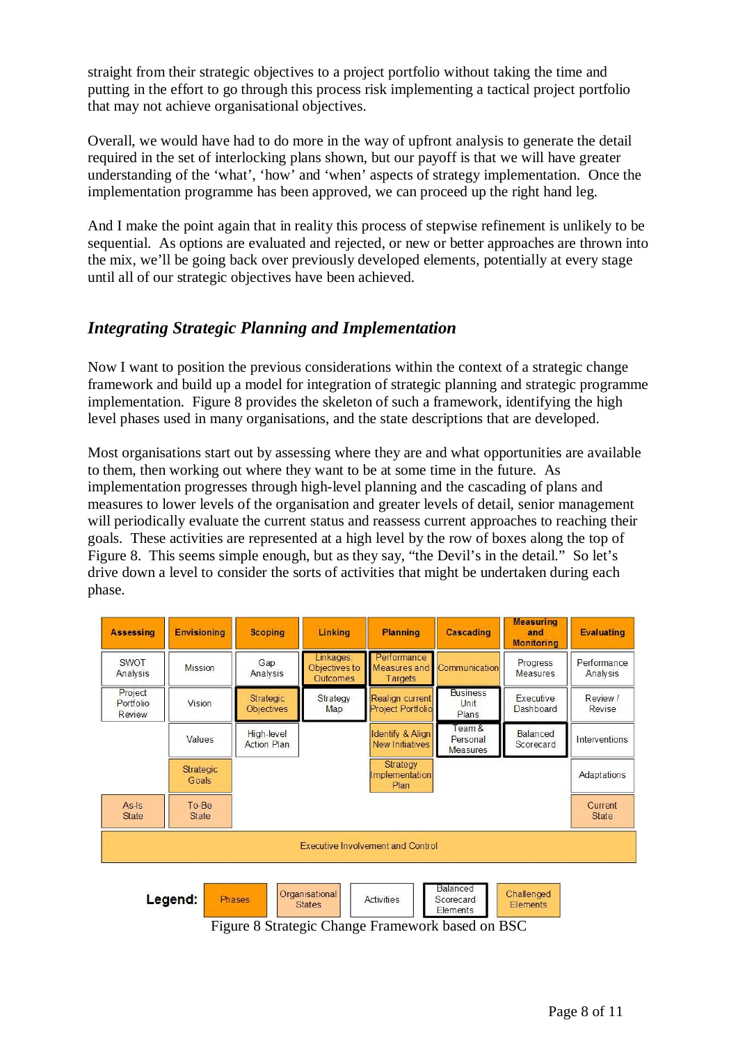straight from their strategic objectives to a project portfolio without taking the time and putting in the effort to go through this process risk implementing a tactical project portfolio that may not achieve organisational objectives.

Overall, we would have had to do more in the way of upfront analysis to generate the detail required in the set of interlocking plans shown, but our payoff is that we will have greater understanding of the 'what', 'how' and 'when' aspects of strategy implementation. Once the implementation programme has been approved, we can proceed up the right hand leg.

And I make the point again that in reality this process of stepwise refinement is unlikely to be sequential. As options are evaluated and rejected, or new or better approaches are thrown into the mix, we'll be going back over previously developed elements, potentially at every stage until all of our strategic objectives have been achieved.

## *Integrating Strategic Planning and Implementation*

Now I want to position the previous considerations within the context of a strategic change framework and build up a model for integration of strategic planning and strategic programme implementation. Figure 8 provides the skeleton of such a framework, identifying the high level phases used in many organisations, and the state descriptions that are developed.

Most organisations start out by assessing where they are and what opportunities are available to them, then working out where they want to be at some time in the future. As implementation progresses through high-level planning and the cascading of plans and measures to lower levels of the organisation and greater levels of detail, senior management will periodically evaluate the current status and reassess current approaches to reaching their goals. These activities are represented at a high level by the row of boxes along the top of Figure 8. This seems simple enough, but as they say, "the Devil's in the detail." So let's drive down a level to consider the sorts of activities that might be undertaken during each phase.

| Assessing | Envisioning | Scoping | Linking | Planning | Cascading | Measuring and Monitoring | Evaluating |
|---|---|---|---|---|---|---|---|
| SWOT Analysis | Mission | Gap Analysis | Linkages: Objectives to Outcomes | Performance Measures and Targets | Communication | Progress Measures | Performance Analysis |
| Project Portfolio Review | Vision | Strategic Objectives | Strategy Map | Realign current Project Portfolio | Business Unit Plans | Executive Dashboard | Review / Revise |
| | Values | High-level Action Plan | | Identify & Align New Initiatives | Team & Personal Measures | Balanced Scorecard | Interventions |
| | Strategic Goals | | | Strategy Implementation Plan | | | Adaptations |
| As-Is State | To-Be State | | | | | | Current State |
| Executive Involvement and Control | | | | | | | |

**Legend:** Phases | Organisational States | Activities | Balanced Scorecard Elements | Challenged Elements

Figure 8 Strategic Change Framework based on BSC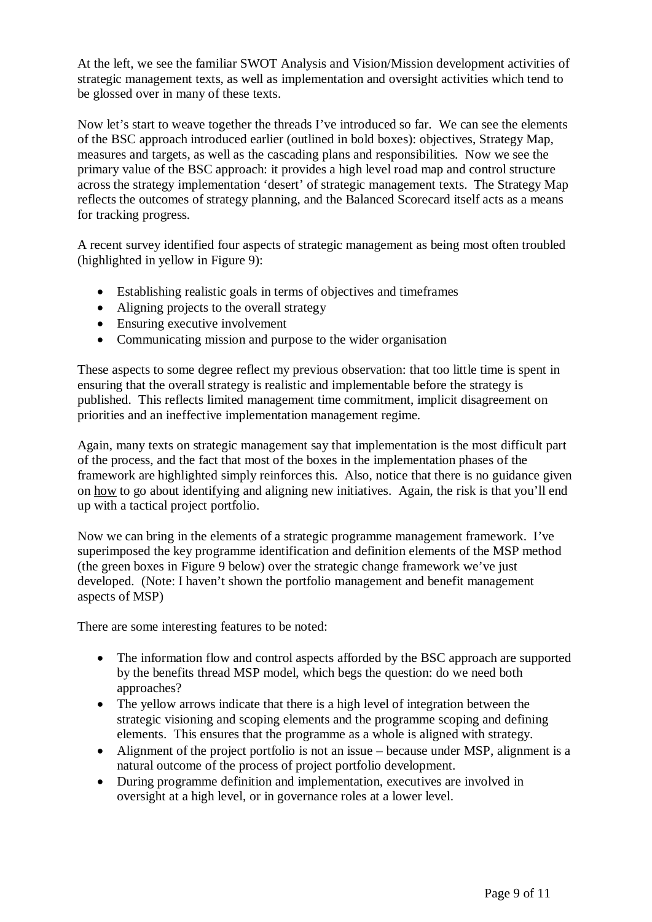At the left, we see the familiar SWOT Analysis and Vision/Mission development activities of strategic management texts, as well as implementation and oversight activities which tend to be glossed over in many of these texts.

Now let's start to weave together the threads I've introduced so far. We can see the elements of the BSC approach introduced earlier (outlined in bold boxes): objectives, Strategy Map, measures and targets, as well as the cascading plans and responsibilities. Now we see the primary value of the BSC approach: it provides a high level road map and control structure across the strategy implementation 'desert' of strategic management texts. The Strategy Map reflects the outcomes of strategy planning, and the Balanced Scorecard itself acts as a means for tracking progress.

A recent survey identified four aspects of strategic management as being most often troubled (highlighted in yellow in Figure 9):

- Establishing realistic goals in terms of objectives and timeframes
- Aligning projects to the overall strategy
- Ensuring executive involvement
- Communicating mission and purpose to the wider organisation

These aspects to some degree reflect my previous observation: that too little time is spent in ensuring that the overall strategy is realistic and implementable before the strategy is published. This reflects limited management time commitment, implicit disagreement on priorities and an ineffective implementation management regime.

Again, many texts on strategic management say that implementation is the most difficult part of the process, and the fact that most of the boxes in the implementation phases of the framework are highlighted simply reinforces this. Also, notice that there is no guidance given on <u>how</u> to go about identifying and aligning new initiatives. Again, the risk is that you'll end up with a tactical project portfolio.

Now we can bring in the elements of a strategic programme management framework. I've superimposed the key programme identification and definition elements of the MSP method (the green boxes in Figure 9 below) over the strategic change framework we've just developed. (Note: I haven't shown the portfolio management and benefit management aspects of MSP)

There are some interesting features to be noted:

- The information flow and control aspects afforded by the BSC approach are supported by the benefits thread MSP model, which begs the question: do we need both approaches?
- The yellow arrows indicate that there is a high level of integration between the strategic visioning and scoping elements and the programme scoping and defining elements. This ensures that the programme as a whole is aligned with strategy.
- Alignment of the project portfolio is not an issue – because under MSP, alignment is a natural outcome of the process of project portfolio development.
- During programme definition and implementation, executives are involved in oversight at a high level, or in governance roles at a lower level.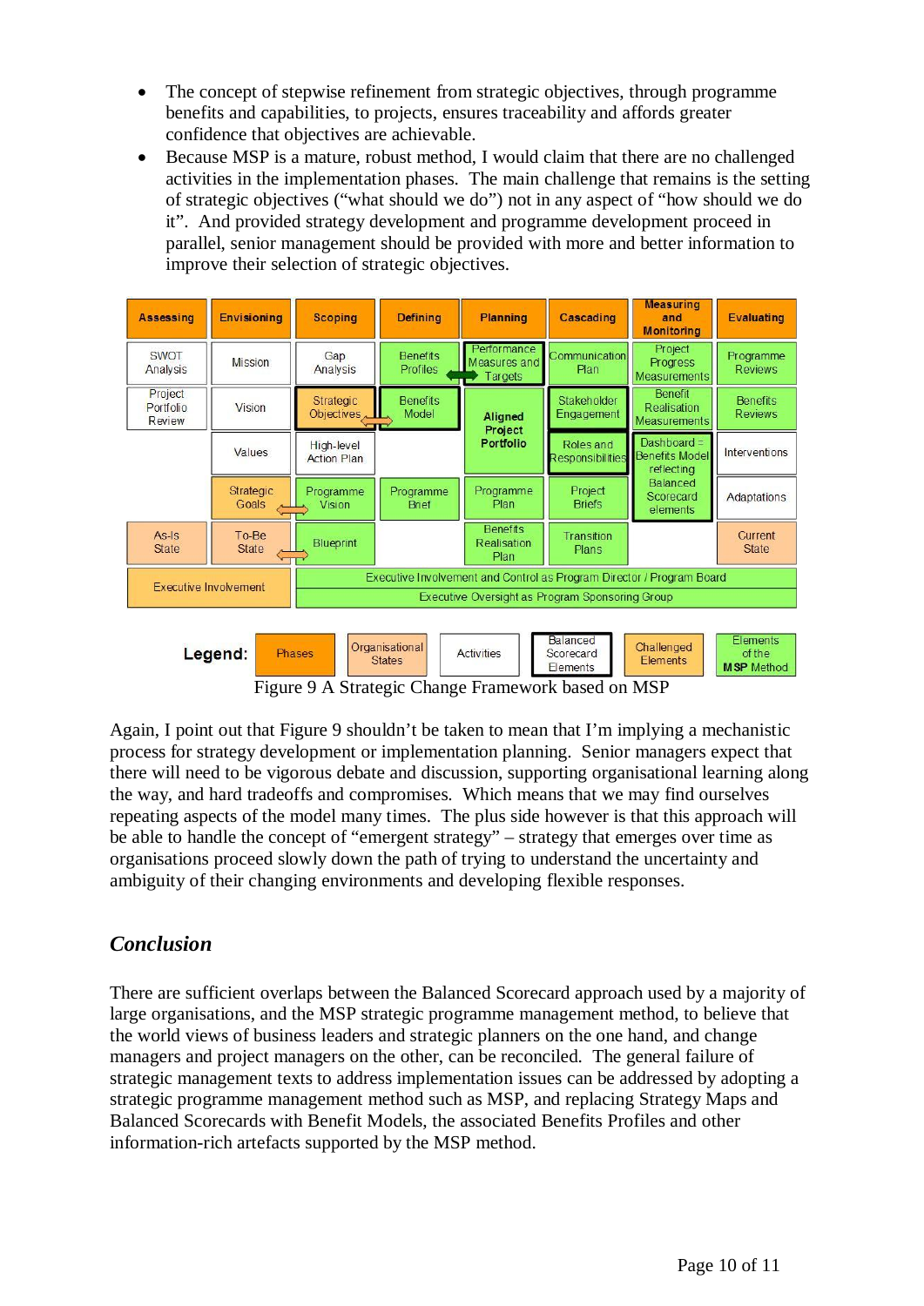- The concept of stepwise refinement from strategic objectives, through programme benefits and capabilities, to projects, ensures traceability and affords greater confidence that objectives are achievable.
- Because MSP is a mature, robust method, I would claim that there are no challenged activities in the implementation phases. The main challenge that remains is the setting of strategic objectives ("what should we do") not in any aspect of "how should we do it". And provided strategy development and programme development proceed in parallel, senior management should be provided with more and better information to improve their selection of strategic objectives.

| Assessing | Envisioning | Scoping | Defining | Planning | Cascading | Measuring and Monitoring | Evaluating |
|---|---|---|---|---|---|---|---|
| SWOT Analysis | Mission | Gap Analysis | Benefits Profiles | Performance Measures and Targets | Communication Plan | Project Progress Measurements | Programme Reviews |
| Project Portfolio Review | Vision | Strategic Objectives | Benefits Model | Aligned Project Portfolio | Stakeholder Engagement | Benefit Realisation Measurements | Benefits Reviews |
| | Values | High-level Action Plan | | | Roles and Responsibilities | Dashboard = Benefits Model reflecting Balanced Scorecard elements | Interventions |
| | Strategic Goals | Programme Vision | Programme Brief | Programme Plan | Project Briefs | | Adaptations |
| As-Is State | To-Be State | Blueprint | | Benefits Realisation Plan | Transition Plans | | Current State |
| Executive Involvement | | Executive Involvement and Control as Program Director / Program Board | | | | | |
| | | Executive Oversight as Program Sponsoring Group | | | | | |

**Legend:** Phases | Organisational States | Activities | Balanced Scorecard Elements | Challenged Elements | Elements of the MSP Method

Figure 9 A Strategic Change Framework based on MSP

Again, I point out that Figure 9 shouldn't be taken to mean that I'm implying a mechanistic process for strategy development or implementation planning. Senior managers expect that there will need to be vigorous debate and discussion, supporting organisational learning along the way, and hard tradeoffs and compromises. Which means that we may find ourselves repeating aspects of the model many times. The plus side however is that this approach will be able to handle the concept of "emergent strategy" – strategy that emerges over time as organisations proceed slowly down the path of trying to understand the uncertainty and ambiguity of their changing environments and developing flexible responses.

## *Conclusion*

There are sufficient overlaps between the Balanced Scorecard approach used by a majority of large organisations, and the MSP strategic programme management method, to believe that the world views of business leaders and strategic planners on the one hand, and change managers and project managers on the other, can be reconciled. The general failure of strategic management texts to address implementation issues can be addressed by adopting a strategic programme management method such as MSP, and replacing Strategy Maps and Balanced Scorecards with Benefit Models, the associated Benefits Profiles and other information-rich artefacts supported by the MSP method.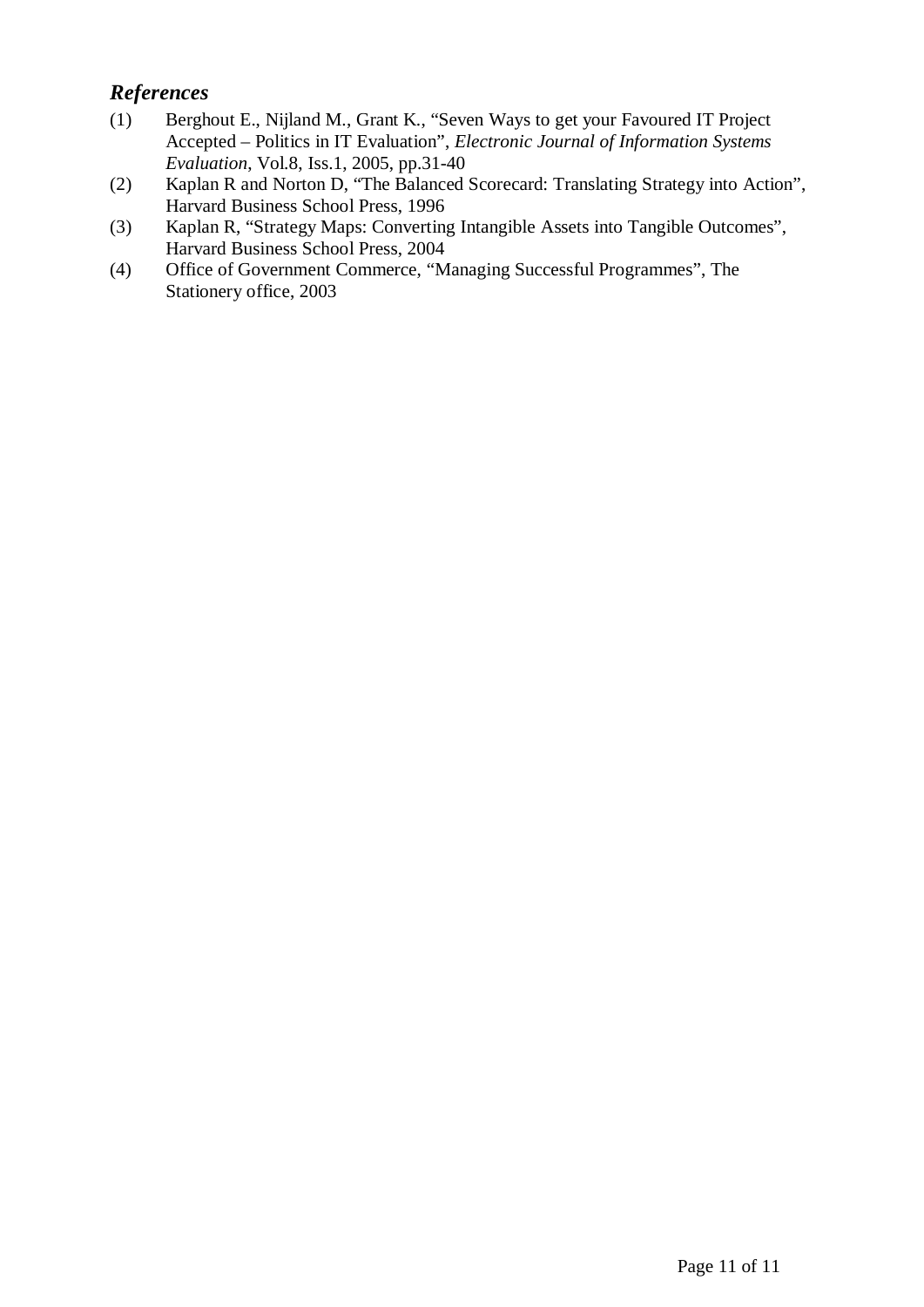## *References*

(1) Berghout E., Nijland M., Grant K., "Seven Ways to get your Favoured IT Project Accepted – Politics in IT Evaluation", *Electronic Journal of Information Systems Evaluation*, Vol.8, Iss.1, 2005, pp.31-40

(2) Kaplan R and Norton D, "The Balanced Scorecard: Translating Strategy into Action", Harvard Business School Press, 1996

(3) Kaplan R, "Strategy Maps: Converting Intangible Assets into Tangible Outcomes", Harvard Business School Press, 2004

(4) Office of Government Commerce, "Managing Successful Programmes", The Stationery office, 2003